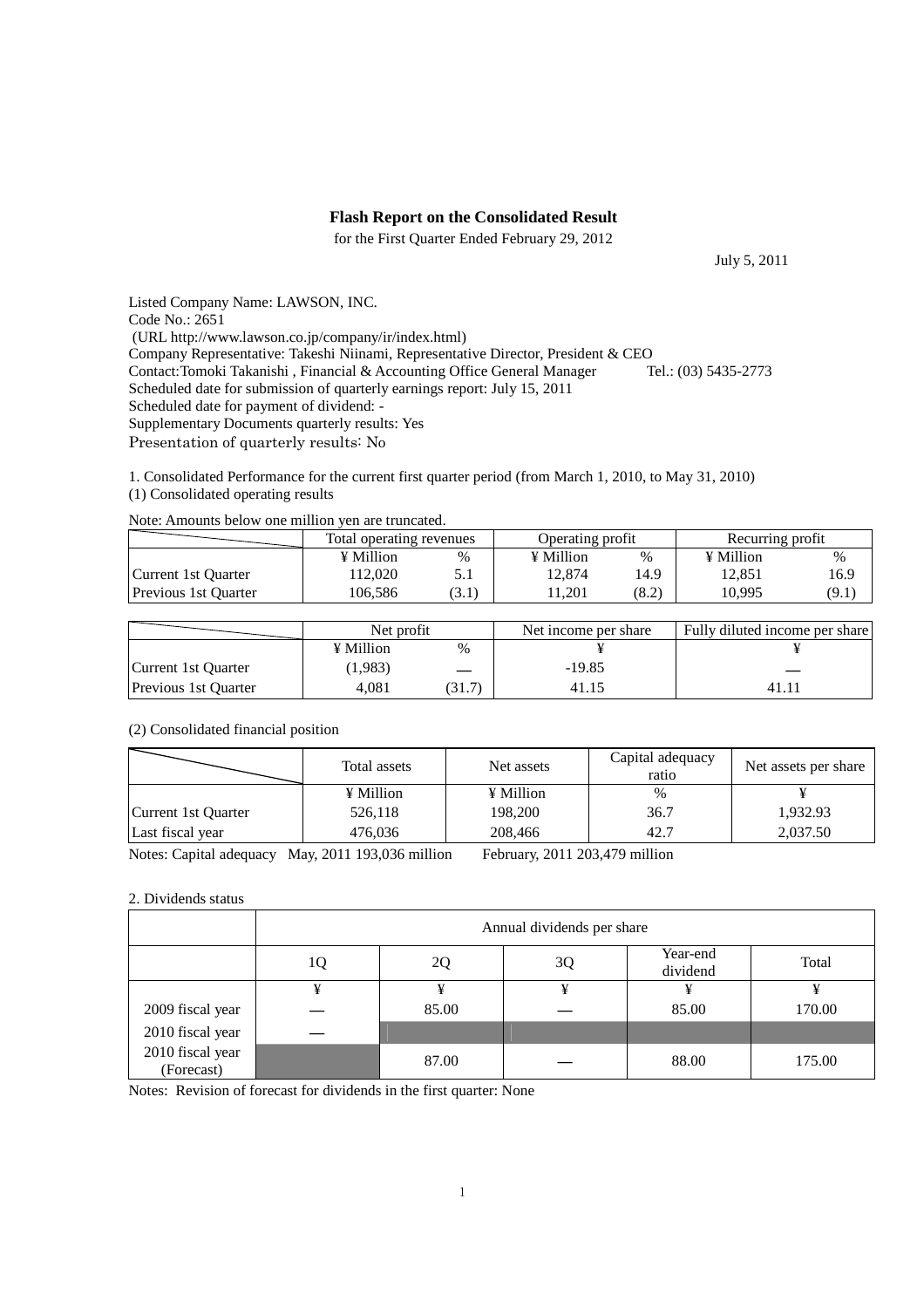# Flash Report on the Consolidated Result

for the First Quarter Ended February 29, 2012

July 5, 2011

Listed Company Name: LAWSON, INC.
Code No.: 2651
(URL http://www.lawson.co.jp/company/ir/index.html)
Company Representative: Takeshi Niinami, Representative Director, President & CEO
Contact:Tomoki Takanishi , Financial & Accounting Office General Manager Tel.: (03) 5435-2773
Scheduled date for submission of quarterly earnings report: July 15, 2011
Scheduled date for payment of dividend: -
Supplementary Documents quarterly results: Yes
Presentation of quarterly results: No

1. Consolidated Performance for the current first quarter period (from March 1, 2010, to May 31, 2010)
(1) Consolidated operating results

Note: Amounts below one million yen are truncated.

| | Total operating revenues | | Operating profit | | Recurring profit | |
|---|---|---|---|---|---|---|
| | ¥ Million | % | ¥ Million | % | ¥ Million | % |
| Current 1st Quarter | 112,020 | 5.1 | 12,874 | 14.9 | 12,851 | 16.9 |
| Previous 1st Quarter | 106,586 | (3.1) | 11,201 | (8.2) | 10,995 | (9.1) |

| | Net profit | | Net income per share | Fully diluted income per share |
|---|---|---|---|---|
| | ¥ Million | % | ¥ | ¥ |
| Current 1st Quarter | (1,983) | — | -19.85 | — |
| Previous 1st Quarter | 4,081 | (31.7) | 41.15 | 41.11 |

(2) Consolidated financial position

| | Total assets | Net assets | Capital adequacy ratio | Net assets per share |
|---|---|---|---|---|
| | ¥ Million | ¥ Million | % | ¥ |
| Current 1st Quarter | 526,118 | 198,200 | 36.7 | 1,932.93 |
| Last fiscal year | 476,036 | 208,466 | 42.7 | 2,037.50 |

Notes: Capital adequacy May, 2011 193,036 million February, 2011 203,479 million

2. Dividends status

| | Annual dividends per share | | | | |
|---|---|---|---|---|---|
| | 1Q | 2Q | 3Q | Year-end dividend | Total |
| | ¥ | ¥ | ¥ | ¥ | ¥ |
| 2009 fiscal year | — | 85.00 | — | 85.00 | 170.00 |
| 2010 fiscal year | — | | | | |
| 2010 fiscal year (Forecast) | | 87.00 | — | 88.00 | 175.00 |

Notes: Revision of forecast for dividends in the first quarter: None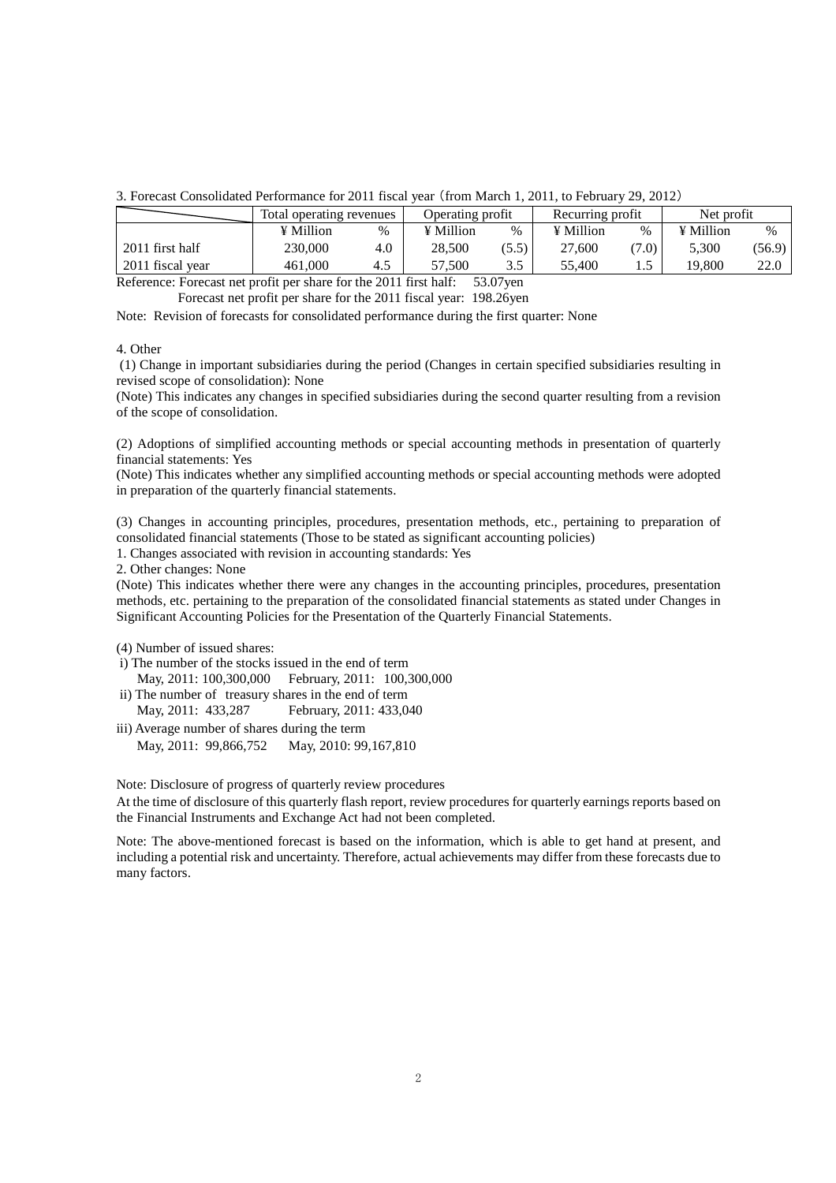3. Forecast Consolidated Performance for 2011 fiscal year (from March 1, 2011, to February 29, 2012)

| | Total operating revenues | | Operating profit | | Recurring profit | | Net profit | |
|---|---|---|---|---|---|---|---|---|
| | ¥ Million | % | ¥ Million | % | ¥ Million | % | ¥ Million | % |
| 2011 first half | 230,000 | 4.0 | 28,500 | (5.5) | 27,600 | (7.0) | 5,300 | (56.9) |
| 2011 fiscal year | 461,000 | 4.5 | 57,500 | 3.5 | 55,400 | 1.5 | 19,800 | 22.0 |

Reference: Forecast net profit per share for the 2011 first half: 53.07yen

Forecast net profit per share for the 2011 fiscal year: 198.26yen

Note: Revision of forecasts for consolidated performance during the first quarter: None

4. Other

(1) Change in important subsidiaries during the period (Changes in certain specified subsidiaries resulting in revised scope of consolidation): None

(Note) This indicates any changes in specified subsidiaries during the second quarter resulting from a revision of the scope of consolidation.

(2) Adoptions of simplified accounting methods or special accounting methods in presentation of quarterly financial statements: Yes

(Note) This indicates whether any simplified accounting methods or special accounting methods were adopted in preparation of the quarterly financial statements.

(3) Changes in accounting principles, procedures, presentation methods, etc., pertaining to preparation of consolidated financial statements (Those to be stated as significant accounting policies)

1. Changes associated with revision in accounting standards: Yes
2. Other changes: None

(Note) This indicates whether there were any changes in the accounting principles, procedures, presentation methods, etc. pertaining to the preparation of the consolidated financial statements as stated under Changes in Significant Accounting Policies for the Presentation of the Quarterly Financial Statements.

(4) Number of issued shares:

i) The number of the stocks issued in the end of term

May, 2011: 100,300,000 February, 2011: 100,300,000

ii) The number of treasury shares in the end of term

May, 2011: 433,287 February, 2011: 433,040

iii) Average number of shares during the term

May, 2011: 99,866,752 May, 2010: 99,167,810

Note: Disclosure of progress of quarterly review procedures

At the time of disclosure of this quarterly flash report, review procedures for quarterly earnings reports based on the Financial Instruments and Exchange Act had not been completed.

Note: The above-mentioned forecast is based on the information, which is able to get hand at present, and including a potential risk and uncertainty. Therefore, actual achievements may differ from these forecasts due to many factors.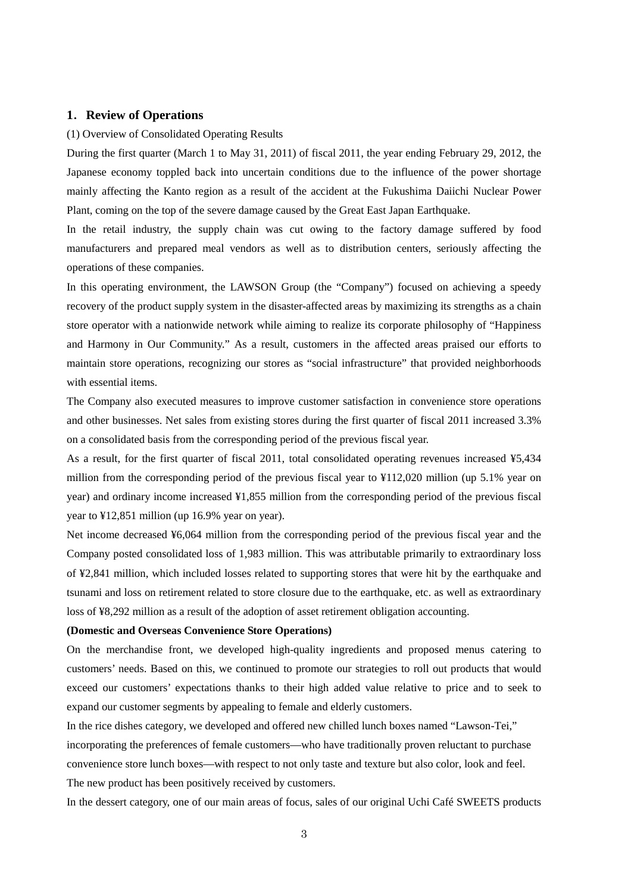## 1. Review of Operations

(1) Overview of Consolidated Operating Results

During the first quarter (March 1 to May 31, 2011) of fiscal 2011, the year ending February 29, 2012, the Japanese economy toppled back into uncertain conditions due to the influence of the power shortage mainly affecting the Kanto region as a result of the accident at the Fukushima Daiichi Nuclear Power Plant, coming on the top of the severe damage caused by the Great East Japan Earthquake.

In the retail industry, the supply chain was cut owing to the factory damage suffered by food manufacturers and prepared meal vendors as well as to distribution centers, seriously affecting the operations of these companies.

In this operating environment, the LAWSON Group (the "Company") focused on achieving a speedy recovery of the product supply system in the disaster-affected areas by maximizing its strengths as a chain store operator with a nationwide network while aiming to realize its corporate philosophy of "Happiness and Harmony in Our Community." As a result, customers in the affected areas praised our efforts to maintain store operations, recognizing our stores as "social infrastructure" that provided neighborhoods with essential items.

The Company also executed measures to improve customer satisfaction in convenience store operations and other businesses. Net sales from existing stores during the first quarter of fiscal 2011 increased 3.3% on a consolidated basis from the corresponding period of the previous fiscal year.

As a result, for the first quarter of fiscal 2011, total consolidated operating revenues increased ¥5,434 million from the corresponding period of the previous fiscal year to ¥112,020 million (up 5.1% year on year) and ordinary income increased ¥1,855 million from the corresponding period of the previous fiscal year to ¥12,851 million (up 16.9% year on year).

Net income decreased ¥6,064 million from the corresponding period of the previous fiscal year and the Company posted consolidated loss of 1,983 million. This was attributable primarily to extraordinary loss of ¥2,841 million, which included losses related to supporting stores that were hit by the earthquake and tsunami and loss on retirement related to store closure due to the earthquake, etc. as well as extraordinary loss of ¥8,292 million as a result of the adoption of asset retirement obligation accounting.

**(Domestic and Overseas Convenience Store Operations)**

On the merchandise front, we developed high-quality ingredients and proposed menus catering to customers' needs. Based on this, we continued to promote our strategies to roll out products that would exceed our customers' expectations thanks to their high added value relative to price and to seek to expand our customer segments by appealing to female and elderly customers.

In the rice dishes category, we developed and offered new chilled lunch boxes named "Lawson-Tei," incorporating the preferences of female customers—who have traditionally proven reluctant to purchase convenience store lunch boxes—with respect to not only taste and texture but also color, look and feel. The new product has been positively received by customers.

In the dessert category, one of our main areas of focus, sales of our original Uchi Café SWEETS products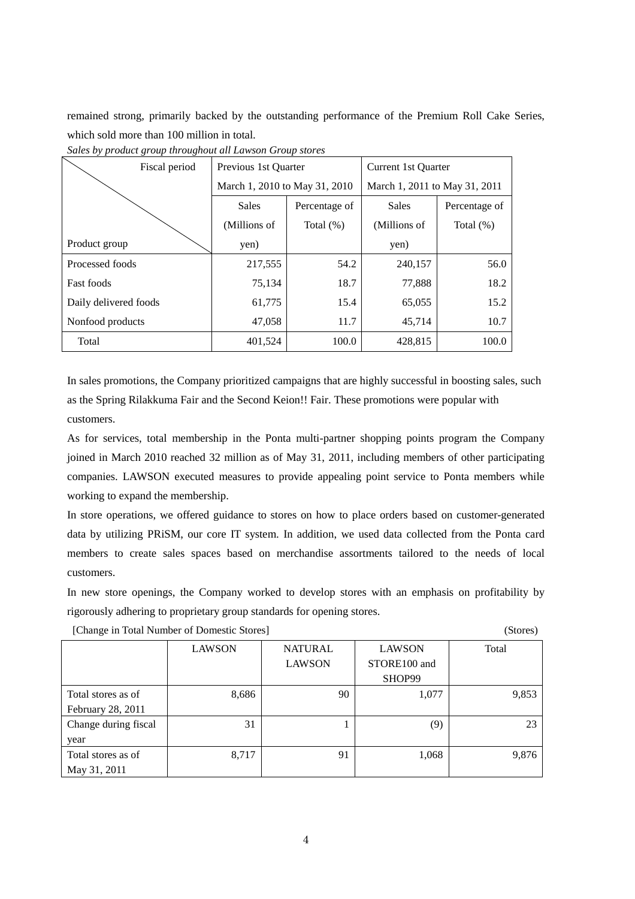remained strong, primarily backed by the outstanding performance of the Premium Roll Cake Series, which sold more than 100 million in total.

*Sales by product group throughout all Lawson Group stores*

| Fiscal period / Product group | Previous 1st Quarter March 1, 2010 to May 31, 2010 | | Current 1st Quarter March 1, 2011 to May 31, 2011 | |
|---|---|---|---|---|
| | Sales (Millions of yen) | Percentage of Total (%) | Sales (Millions of yen) | Percentage of Total (%) |
| Processed foods | 217,555 | 54.2 | 240,157 | 56.0 |
| Fast foods | 75,134 | 18.7 | 77,888 | 18.2 |
| Daily delivered foods | 61,775 | 15.4 | 65,055 | 15.2 |
| Nonfood products | 47,058 | 11.7 | 45,714 | 10.7 |
| Total | 401,524 | 100.0 | 428,815 | 100.0 |

In sales promotions, the Company prioritized campaigns that are highly successful in boosting sales, such as the Spring Rilakkuma Fair and the Second Keion!! Fair. These promotions were popular with customers.

As for services, total membership in the Ponta multi-partner shopping points program the Company joined in March 2010 reached 32 million as of May 31, 2011, including members of other participating companies. LAWSON executed measures to provide appealing point service to Ponta members while working to expand the membership.

In store operations, we offered guidance to stores on how to place orders based on customer-generated data by utilizing PRiSM, our core IT system. In addition, we used data collected from the Ponta card members to create sales spaces based on merchandise assortments tailored to the needs of local customers.

In new store openings, the Company worked to develop stores with an emphasis on profitability by rigorously adhering to proprietary group standards for opening stores.

[Change in Total Number of Domestic Stores] (Stores)

| | LAWSON | NATURAL LAWSON | LAWSON STORE100 and SHOP99 | Total |
|---|---|---|---|---|
| Total stores as of February 28, 2011 | 8,686 | 90 | 1,077 | 9,853 |
| Change during fiscal year | 31 | 1 | (9) | 23 |
| Total stores as of May 31, 2011 | 8,717 | 91 | 1,068 | 9,876 |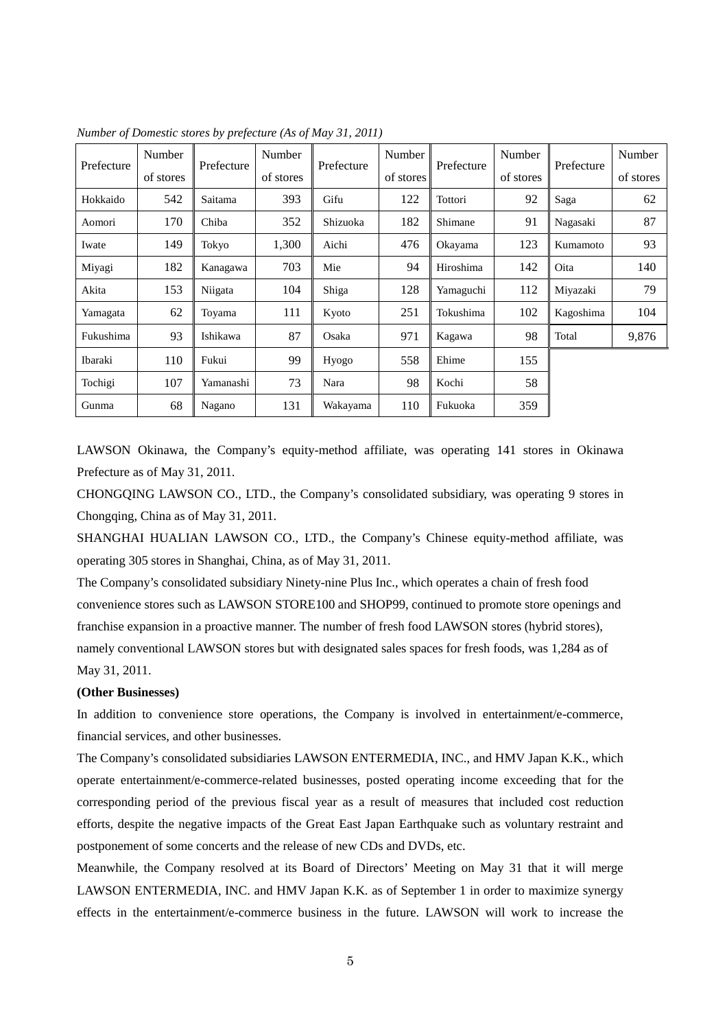*Number of Domestic stores by prefecture (As of May 31, 2011)*

| Prefecture | Number of stores | Prefecture | Number of stores | Prefecture | Number of stores | Prefecture | Number of stores | Prefecture | Number of stores |
|---|---|---|---|---|---|---|---|---|---|
| Hokkaido | 542 | Saitama | 393 | Gifu | 122 | Tottori | 92 | Saga | 62 |
| Aomori | 170 | Chiba | 352 | Shizuoka | 182 | Shimane | 91 | Nagasaki | 87 |
| Iwate | 149 | Tokyo | 1,300 | Aichi | 476 | Okayama | 123 | Kumamoto | 93 |
| Miyagi | 182 | Kanagawa | 703 | Mie | 94 | Hiroshima | 142 | Oita | 140 |
| Akita | 153 | Niigata | 104 | Shiga | 128 | Yamaguchi | 112 | Miyazaki | 79 |
| Yamagata | 62 | Toyama | 111 | Kyoto | 251 | Tokushima | 102 | Kagoshima | 104 |
| Fukushima | 93 | Ishikawa | 87 | Osaka | 971 | Kagawa | 98 | Total | 9,876 |
| Ibaraki | 110 | Fukui | 99 | Hyogo | 558 | Ehime | 155 | | |
| Tochigi | 107 | Yamanashi | 73 | Nara | 98 | Kochi | 58 | | |
| Gunma | 68 | Nagano | 131 | Wakayama | 110 | Fukuoka | 359 | | |

LAWSON Okinawa, the Company's equity-method affiliate, was operating 141 stores in Okinawa Prefecture as of May 31, 2011.

CHONGQING LAWSON CO., LTD., the Company's consolidated subsidiary, was operating 9 stores in Chongqing, China as of May 31, 2011.

SHANGHAI HUALIAN LAWSON CO., LTD., the Company's Chinese equity-method affiliate, was operating 305 stores in Shanghai, China, as of May 31, 2011.

The Company's consolidated subsidiary Ninety-nine Plus Inc., which operates a chain of fresh food convenience stores such as LAWSON STORE100 and SHOP99, continued to promote store openings and franchise expansion in a proactive manner. The number of fresh food LAWSON stores (hybrid stores), namely conventional LAWSON stores but with designated sales spaces for fresh foods, was 1,284 as of May 31, 2011.

**(Other Businesses)**

In addition to convenience store operations, the Company is involved in entertainment/e-commerce, financial services, and other businesses.

The Company's consolidated subsidiaries LAWSON ENTERMEDIA, INC., and HMV Japan K.K., which operate entertainment/e-commerce-related businesses, posted operating income exceeding that for the corresponding period of the previous fiscal year as a result of measures that included cost reduction efforts, despite the negative impacts of the Great East Japan Earthquake such as voluntary restraint and postponement of some concerts and the release of new CDs and DVDs, etc.

Meanwhile, the Company resolved at its Board of Directors' Meeting on May 31 that it will merge LAWSON ENTERMEDIA, INC. and HMV Japan K.K. as of September 1 in order to maximize synergy effects in the entertainment/e-commerce business in the future. LAWSON will work to increase the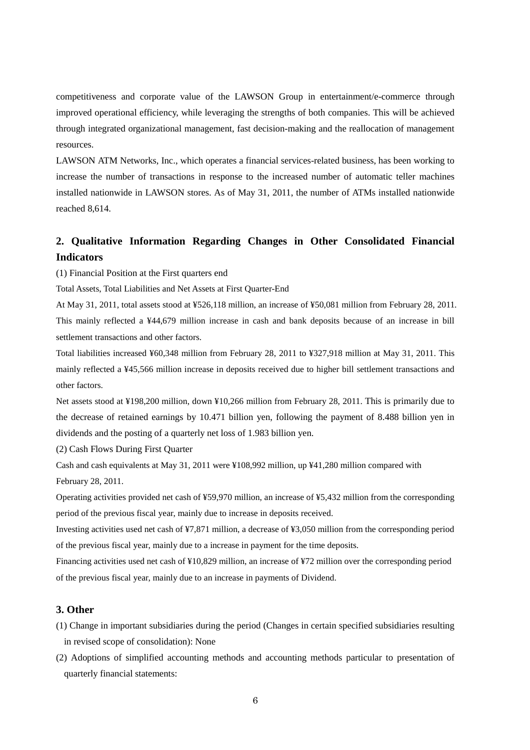competitiveness and corporate value of the LAWSON Group in entertainment/e-commerce through improved operational efficiency, while leveraging the strengths of both companies. This will be achieved through integrated organizational management, fast decision-making and the reallocation of management resources.

LAWSON ATM Networks, Inc., which operates a financial services-related business, has been working to increase the number of transactions in response to the increased number of automatic teller machines installed nationwide in LAWSON stores. As of May 31, 2011, the number of ATMs installed nationwide reached 8,614.

## 2. Qualitative Information Regarding Changes in Other Consolidated Financial Indicators

(1) Financial Position at the First quarters end

Total Assets, Total Liabilities and Net Assets at First Quarter-End

At May 31, 2011, total assets stood at ¥526,118 million, an increase of ¥50,081 million from February 28, 2011. This mainly reflected a ¥44,679 million increase in cash and bank deposits because of an increase in bill settlement transactions and other factors.

Total liabilities increased ¥60,348 million from February 28, 2011 to ¥327,918 million at May 31, 2011. This mainly reflected a ¥45,566 million increase in deposits received due to higher bill settlement transactions and other factors.

Net assets stood at ¥198,200 million, down ¥10,266 million from February 28, 2011. This is primarily due to the decrease of retained earnings by 10.471 billion yen, following the payment of 8.488 billion yen in dividends and the posting of a quarterly net loss of 1.983 billion yen.

(2) Cash Flows During First Quarter

Cash and cash equivalents at May 31, 2011 were ¥108,992 million, up ¥41,280 million compared with February 28, 2011.

Operating activities provided net cash of ¥59,970 million, an increase of ¥5,432 million from the corresponding period of the previous fiscal year, mainly due to increase in deposits received.

Investing activities used net cash of ¥7,871 million, a decrease of ¥3,050 million from the corresponding period of the previous fiscal year, mainly due to a increase in payment for the time deposits.

Financing activities used net cash of ¥10,829 million, an increase of ¥72 million over the corresponding period of the previous fiscal year, mainly due to an increase in payments of Dividend.

## 3. Other

(1) Change in important subsidiaries during the period (Changes in certain specified subsidiaries resulting in revised scope of consolidation): None

(2) Adoptions of simplified accounting methods and accounting methods particular to presentation of quarterly financial statements: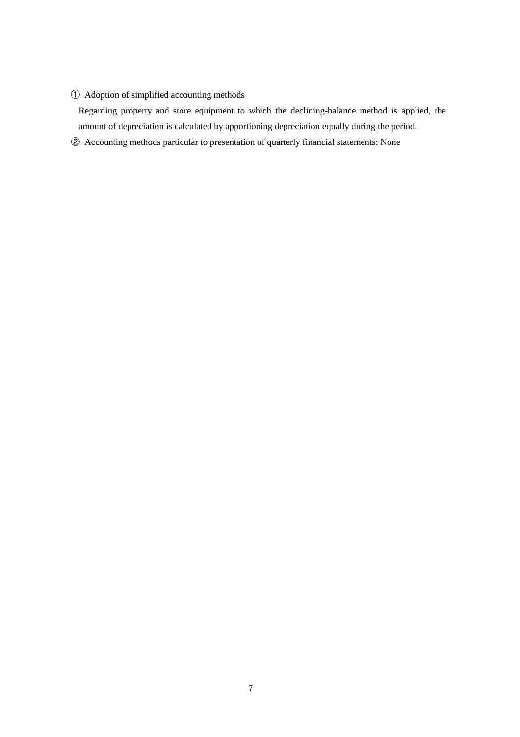① Adoption of simplified accounting methods

Regarding property and store equipment to which the declining-balance method is applied, the amount of depreciation is calculated by apportioning depreciation equally during the period.

② Accounting methods particular to presentation of quarterly financial statements: None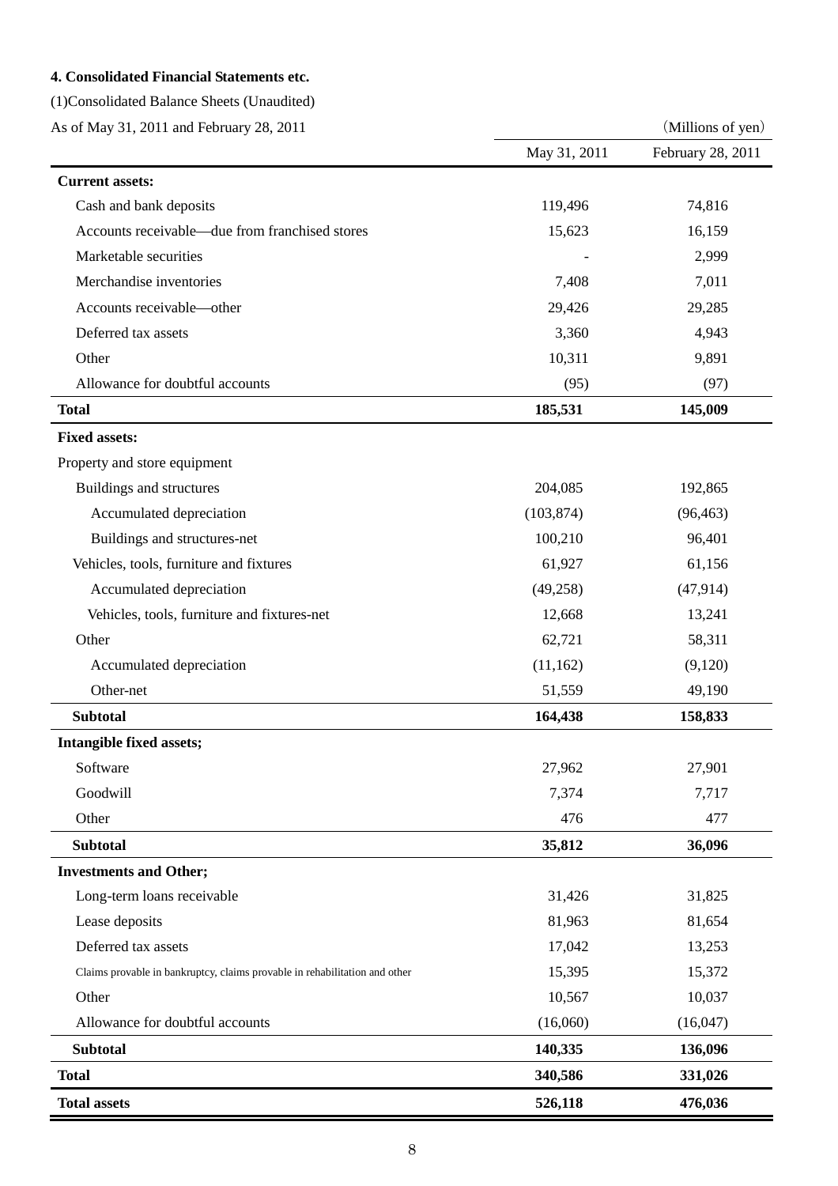**4. Consolidated Financial Statements etc.**

(1)Consolidated Balance Sheets (Unaudited)

As of May 31, 2011 and February 28, 2011

(Millions of yen)

| | May 31, 2011 | February 28, 2011 |
|---|---|---|
| **Current assets:** | | |
| Cash and bank deposits | 119,496 | 74,816 |
| Accounts receivable—due from franchised stores | 15,623 | 16,159 |
| Marketable securities | - | 2,999 |
| Merchandise inventories | 7,408 | 7,011 |
| Accounts receivable—other | 29,426 | 29,285 |
| Deferred tax assets | 3,360 | 4,943 |
| Other | 10,311 | 9,891 |
| Allowance for doubtful accounts | (95) | (97) |
| **Total** | **185,531** | **145,009** |
| **Fixed assets:** | | |
| Property and store equipment | | |
| Buildings and structures | 204,085 | 192,865 |
| Accumulated depreciation | (103,874) | (96,463) |
| Buildings and structures-net | 100,210 | 96,401 |
| Vehicles, tools, furniture and fixtures | 61,927 | 61,156 |
| Accumulated depreciation | (49,258) | (47,914) |
| Vehicles, tools, furniture and fixtures-net | 12,668 | 13,241 |
| Other | 62,721 | 58,311 |
| Accumulated depreciation | (11,162) | (9,120) |
| Other-net | 51,559 | 49,190 |
| **Subtotal** | **164,438** | **158,833** |
| **Intangible fixed assets;** | | |
| Software | 27,962 | 27,901 |
| Goodwill | 7,374 | 7,717 |
| Other | 476 | 477 |
| **Subtotal** | **35,812** | **36,096** |
| **Investments and Other;** | | |
| Long-term loans receivable | 31,426 | 31,825 |
| Lease deposits | 81,963 | 81,654 |
| Deferred tax assets | 17,042 | 13,253 |
| Claims provable in bankruptcy, claims provable in rehabilitation and other | 15,395 | 15,372 |
| Other | 10,567 | 10,037 |
| Allowance for doubtful accounts | (16,060) | (16,047) |
| **Subtotal** | **140,335** | **136,096** |
| **Total** | **340,586** | **331,026** |
| **Total assets** | **526,118** | **476,036** |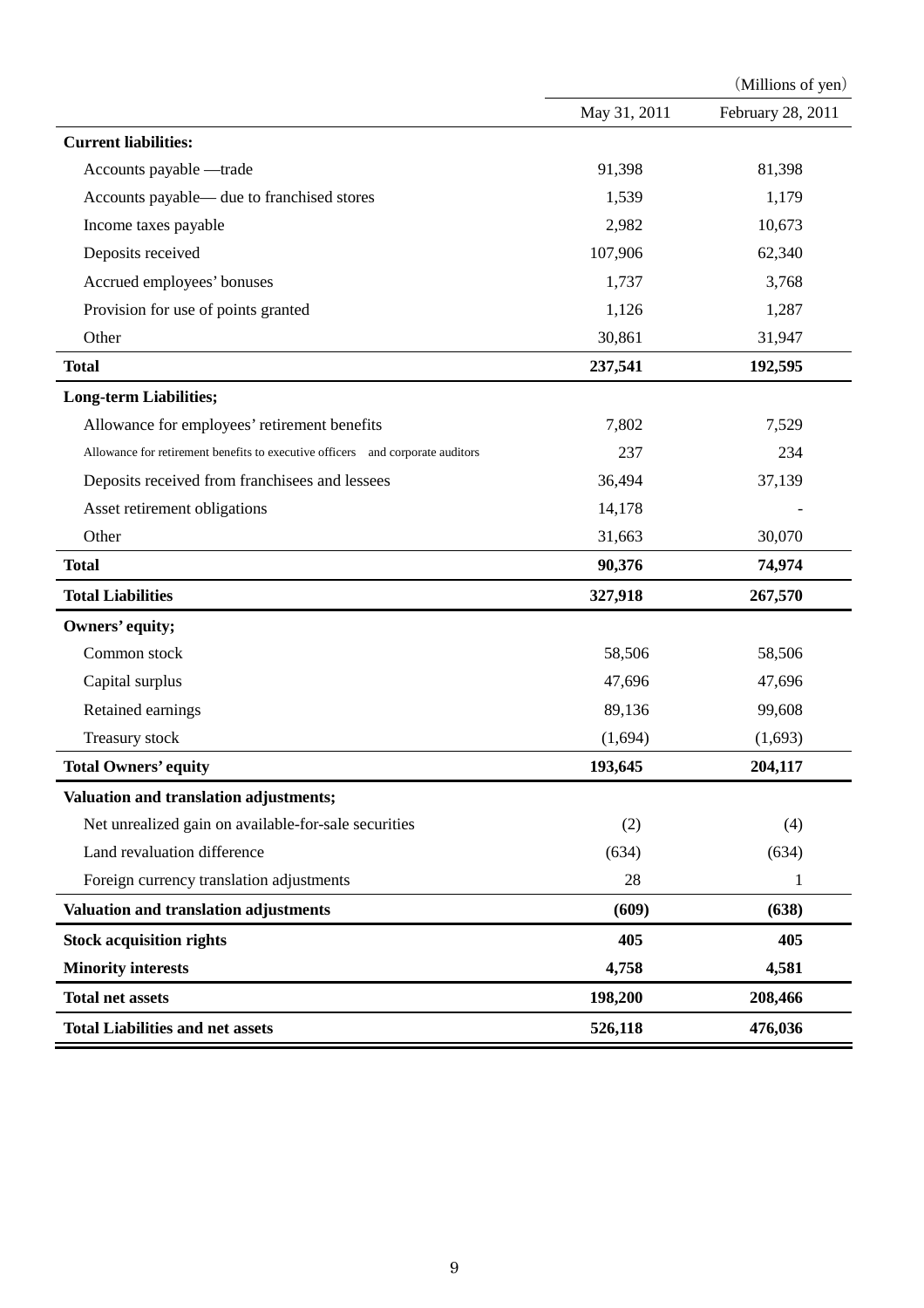| | (Millions of yen) | |
|---|---|---|
| | May 31, 2011 | February 28, 2011 |
| **Current liabilities:** | | |
| Accounts payable —trade | 91,398 | 81,398 |
| Accounts payable— due to franchised stores | 1,539 | 1,179 |
| Income taxes payable | 2,982 | 10,673 |
| Deposits received | 107,906 | 62,340 |
| Accrued employees' bonuses | 1,737 | 3,768 |
| Provision for use of points granted | 1,126 | 1,287 |
| Other | 30,861 | 31,947 |
| **Total** | **237,541** | **192,595** |
| **Long-term Liabilities;** | | |
| Allowance for employees' retirement benefits | 7,802 | 7,529 |
| Allowance for retirement benefits to executive officers and corporate auditors | 237 | 234 |
| Deposits received from franchisees and lessees | 36,494 | 37,139 |
| Asset retirement obligations | 14,178 | - |
| Other | 31,663 | 30,070 |
| **Total** | **90,376** | **74,974** |
| **Total Liabilities** | **327,918** | **267,570** |
| **Owners' equity;** | | |
| Common stock | 58,506 | 58,506 |
| Capital surplus | 47,696 | 47,696 |
| Retained earnings | 89,136 | 99,608 |
| Treasury stock | (1,694) | (1,693) |
| **Total Owners' equity** | **193,645** | **204,117** |
| **Valuation and translation adjustments;** | | |
| Net unrealized gain on available-for-sale securities | (2) | (4) |
| Land revaluation difference | (634) | (634) |
| Foreign currency translation adjustments | 28 | 1 |
| **Valuation and translation adjustments** | **(609)** | **(638)** |
| **Stock acquisition rights** | **405** | **405** |
| **Minority interests** | **4,758** | **4,581** |
| **Total net assets** | **198,200** | **208,466** |
| **Total Liabilities and net assets** | **526,118** | **476,036** |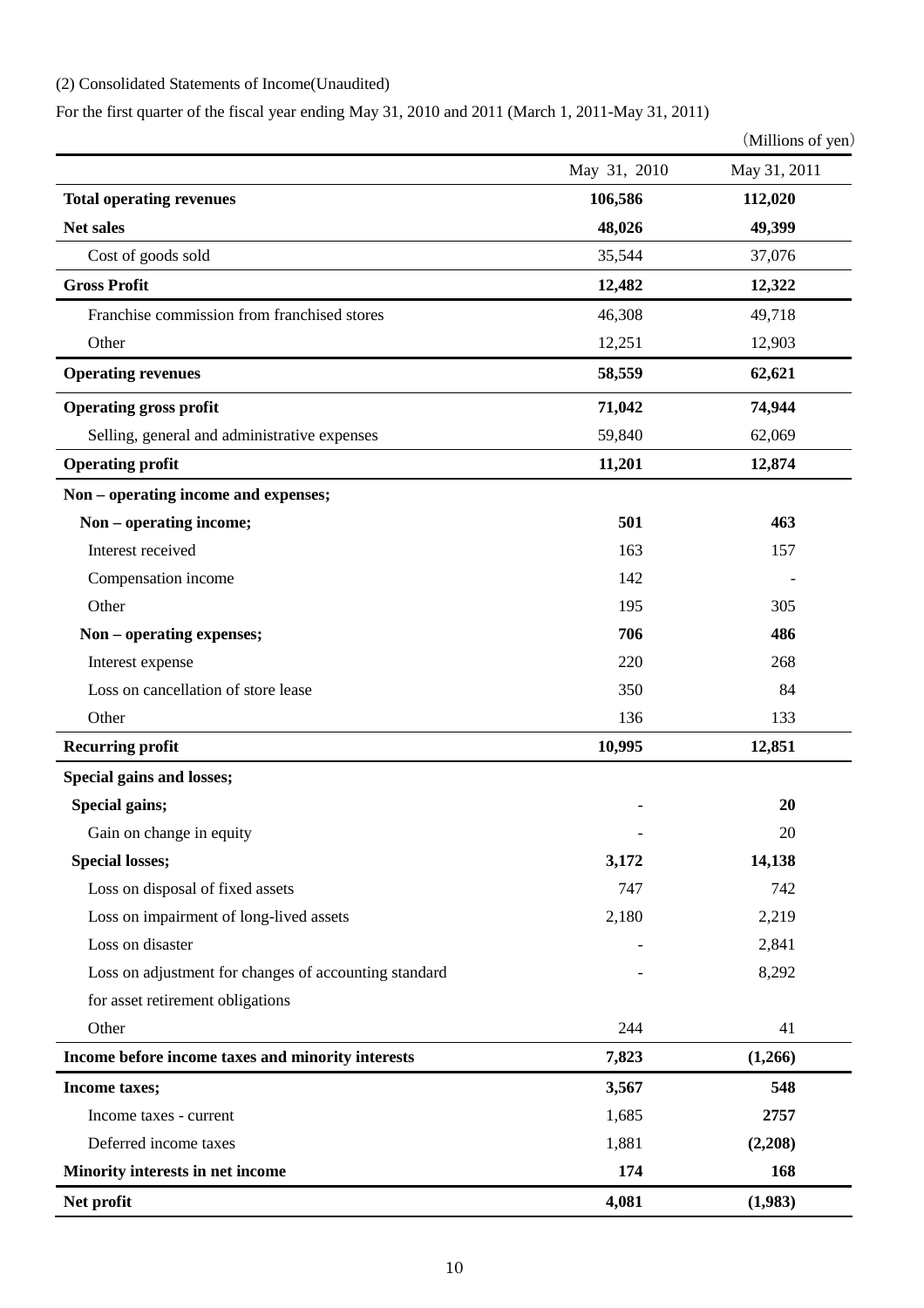(2) Consolidated Statements of Income(Unaudited)

For the first quarter of the fiscal year ending May 31, 2010 and 2011 (March 1, 2011-May 31, 2011)

（Millions of yen）

| | May 31, 2010 | May 31, 2011 |
|---|---|---|
| **Total operating revenues** | **106,586** | **112,020** |
| **Net sales** | **48,026** | **49,399** |
| Cost of goods sold | 35,544 | 37,076 |
| **Gross Profit** | **12,482** | **12,322** |
| Franchise commission from franchised stores | 46,308 | 49,718 |
| Other | 12,251 | 12,903 |
| **Operating revenues** | **58,559** | **62,621** |
| **Operating gross profit** | **71,042** | **74,944** |
| Selling, general and administrative expenses | 59,840 | 62,069 |
| **Operating profit** | **11,201** | **12,874** |
| **Non – operating income and expenses;** | | |
| **Non – operating income;** | **501** | **463** |
| Interest received | 163 | 157 |
| Compensation income | 142 | - |
| Other | 195 | 305 |
| **Non – operating expenses;** | **706** | **486** |
| Interest expense | 220 | 268 |
| Loss on cancellation of store lease | 350 | 84 |
| Other | 136 | 133 |
| **Recurring profit** | **10,995** | **12,851** |
| **Special gains and losses;** | | |
| **Special gains;** | - | **20** |
| Gain on change in equity | - | 20 |
| **Special losses;** | **3,172** | **14,138** |
| Loss on disposal of fixed assets | 747 | 742 |
| Loss on impairment of long-lived assets | 2,180 | 2,219 |
| Loss on disaster | - | 2,841 |
| Loss on adjustment for changes of accounting standard for asset retirement obligations | - | 8,292 |
| Other | 244 | 41 |
| **Income before income taxes and minority interests** | **7,823** | **(1,266)** |
| **Income taxes;** | **3,567** | **548** |
| Income taxes - current | 1,685 | **2757** |
| Deferred income taxes | 1,881 | **(2,208)** |
| **Minority interests in net income** | **174** | **168** |
| **Net profit** | **4,081** | **(1,983)** |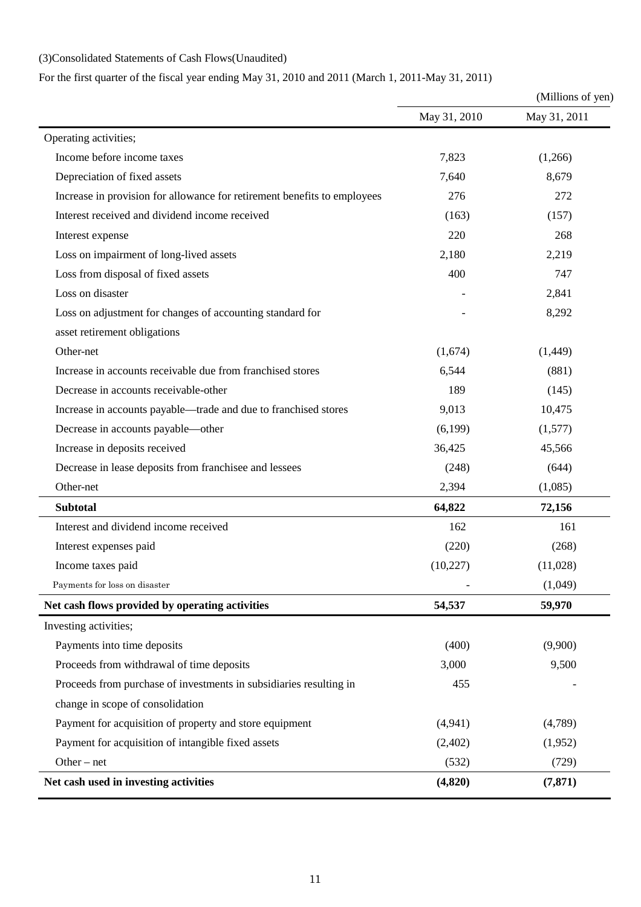(3)Consolidated Statements of Cash Flows(Unaudited)

For the first quarter of the fiscal year ending May 31, 2010 and 2011 (March 1, 2011-May 31, 2011)

(Millions of yen)

| | May 31, 2010 | May 31, 2011 |
|---|---|---|
| Operating activities; | | |
| Income before income taxes | 7,823 | (1,266) |
| Depreciation of fixed assets | 7,640 | 8,679 |
| Increase in provision for allowance for retirement benefits to employees | 276 | 272 |
| Interest received and dividend income received | (163) | (157) |
| Interest expense | 220 | 268 |
| Loss on impairment of long-lived assets | 2,180 | 2,219 |
| Loss from disposal of fixed assets | 400 | 747 |
| Loss on disaster | - | 2,841 |
| Loss on adjustment for changes of accounting standard for asset retirement obligations | - | 8,292 |
| Other-net | (1,674) | (1,449) |
| Increase in accounts receivable due from franchised stores | 6,544 | (881) |
| Decrease in accounts receivable-other | 189 | (145) |
| Increase in accounts payable—trade and due to franchised stores | 9,013 | 10,475 |
| Decrease in accounts payable—other | (6,199) | (1,577) |
| Increase in deposits received | 36,425 | 45,566 |
| Decrease in lease deposits from franchisee and lessees | (248) | (644) |
| Other-net | 2,394 | (1,085) |
| **Subtotal** | **64,822** | **72,156** |
| Interest and dividend income received | 162 | 161 |
| Interest expenses paid | (220) | (268) |
| Income taxes paid | (10,227) | (11,028) |
| Payments for loss on disaster | - | (1,049) |
| **Net cash flows provided by operating activities** | **54,537** | **59,970** |
| Investing activities; | | |
| Payments into time deposits | (400) | (9,900) |
| Proceeds from withdrawal of time deposits | 3,000 | 9,500 |
| Proceeds from purchase of investments in subsidiaries resulting in change in scope of consolidation | 455 | - |
| Payment for acquisition of property and store equipment | (4,941) | (4,789) |
| Payment for acquisition of intangible fixed assets | (2,402) | (1,952) |
| Other – net | (532) | (729) |
| **Net cash used in investing activities** | **(4,820)** | **(7,871)** |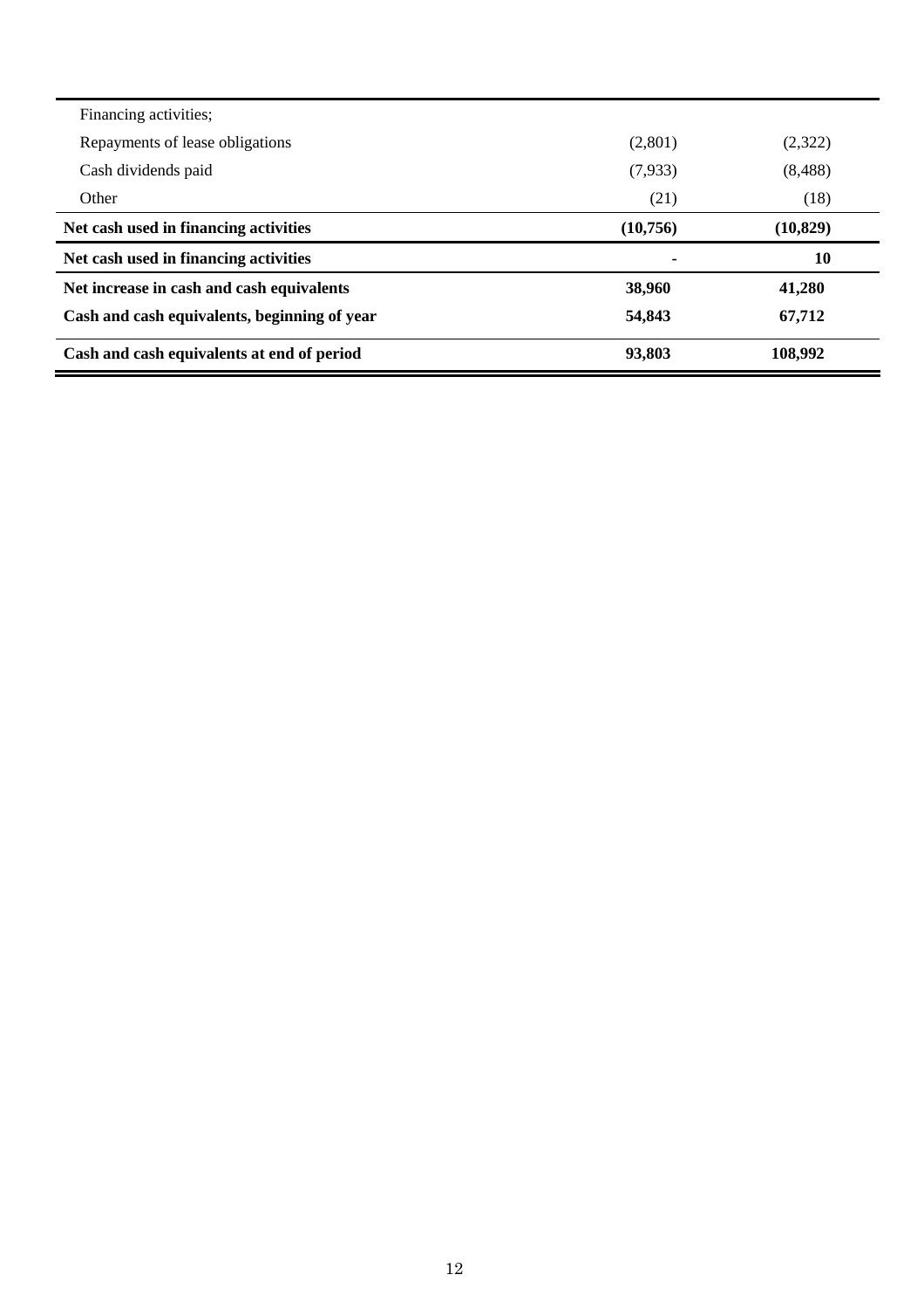| | | |
|---|---|---|
| Financing activities; | | |
| Repayments of lease obligations | (2,801) | (2,322) |
| Cash dividends paid | (7,933) | (8,488) |
| Other | (21) | (18) |
| **Net cash used in financing activities** | **(10,756)** | **(10,829)** |
| **Net cash used in financing activities** | **-** | **10** |
| **Net increase in cash and cash equivalents** | **38,960** | **41,280** |
| **Cash and cash equivalents, beginning of year** | **54,843** | **67,712** |
| **Cash and cash equivalents at end of period** | **93,803** | **108,992** |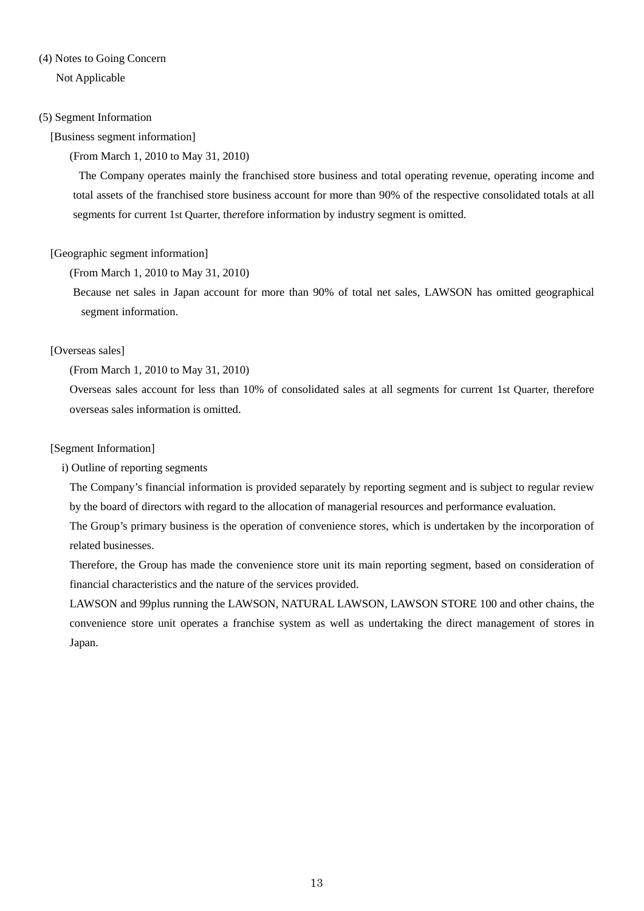### (4) Notes to Going Concern

Not Applicable

### (5) Segment Information

[Business segment information]

(From March 1, 2010 to May 31, 2010)

The Company operates mainly the franchised store business and total operating revenue, operating income and total assets of the franchised store business account for more than 90% of the respective consolidated totals at all segments for current 1st Quarter, therefore information by industry segment is omitted.

[Geographic segment information]

(From March 1, 2010 to May 31, 2010)

Because net sales in Japan account for more than 90% of total net sales, LAWSON has omitted geographical segment information.

[Overseas sales]

(From March 1, 2010 to May 31, 2010)

Overseas sales account for less than 10% of consolidated sales at all segments for current 1st Quarter, therefore overseas sales information is omitted.

[Segment Information]

i) Outline of reporting segments

The Company's financial information is provided separately by reporting segment and is subject to regular review by the board of directors with regard to the allocation of managerial resources and performance evaluation.

The Group's primary business is the operation of convenience stores, which is undertaken by the incorporation of related businesses.

Therefore, the Group has made the convenience store unit its main reporting segment, based on consideration of financial characteristics and the nature of the services provided.

LAWSON and 99plus running the LAWSON, NATURAL LAWSON, LAWSON STORE 100 and other chains, the convenience store unit operates a franchise system as well as undertaking the direct management of stores in Japan.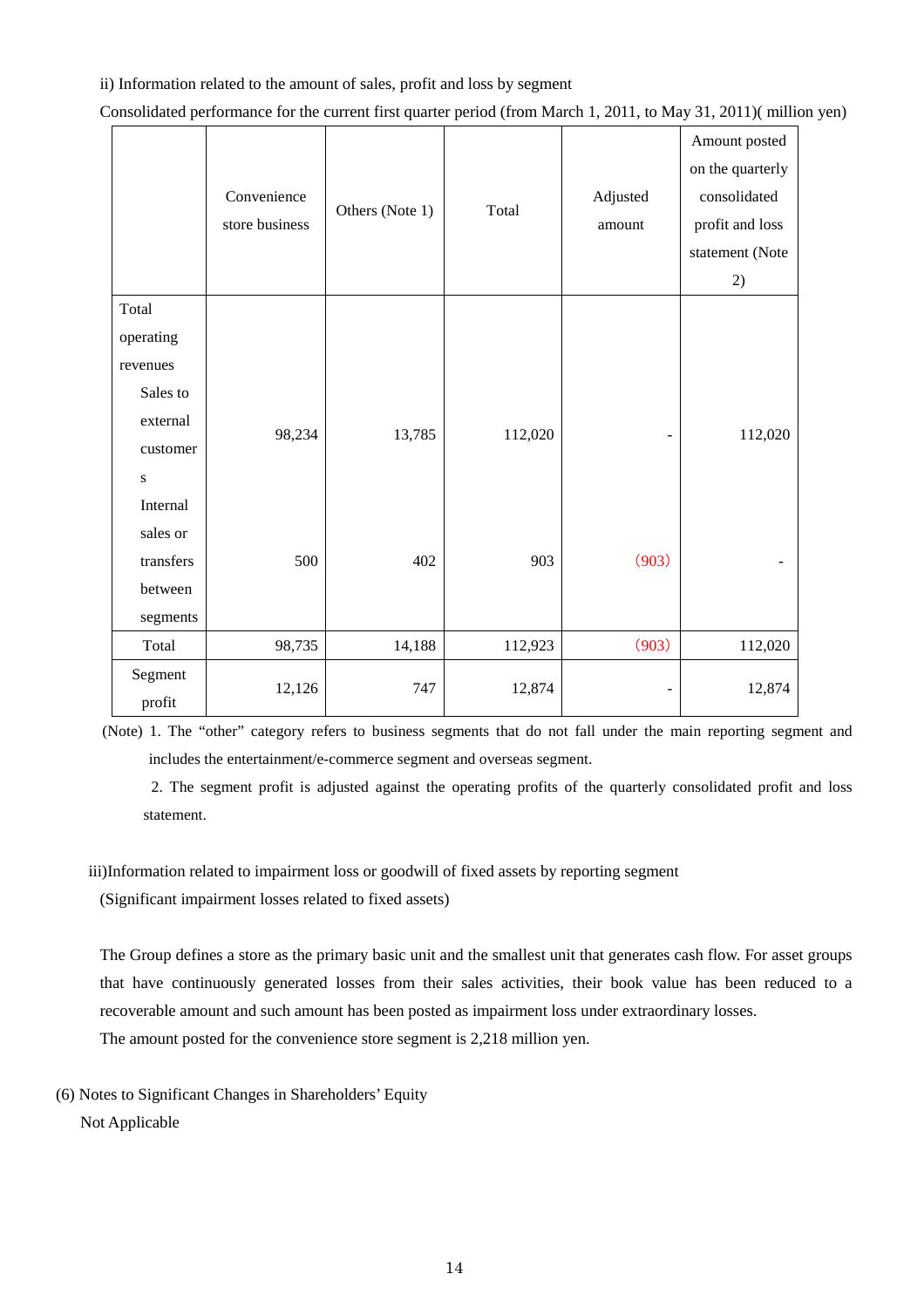ii) Information related to the amount of sales, profit and loss by segment

Consolidated performance for the current first quarter period (from March 1, 2011, to May 31, 2011)( million yen)

| | Convenience store business | Others (Note 1) | Total | Adjusted amount | Amount posted on the quarterly consolidated profit and loss statement (Note 2) |
|---|---|---|---|---|---|
| Total operating revenues | | | | | |
| Sales to external customers | 98,234 | 13,785 | 112,020 | - | 112,020 |
| Internal sales or transfers between segments | 500 | 402 | 903 | (903) | - |
| Total | 98,735 | 14,188 | 112,923 | (903) | 112,020 |
| Segment profit | 12,126 | 747 | 12,874 | - | 12,874 |

(Note) 1. The "other" category refers to business segments that do not fall under the main reporting segment and includes the entertainment/e-commerce segment and overseas segment.

2. The segment profit is adjusted against the operating profits of the quarterly consolidated profit and loss statement.

iii)Information related to impairment loss or goodwill of fixed assets by reporting segment

(Significant impairment losses related to fixed assets)

The Group defines a store as the primary basic unit and the smallest unit that generates cash flow. For asset groups that have continuously generated losses from their sales activities, their book value has been reduced to a recoverable amount and such amount has been posted as impairment loss under extraordinary losses.

The amount posted for the convenience store segment is 2,218 million yen.

(6) Notes to Significant Changes in Shareholders' Equity

Not Applicable